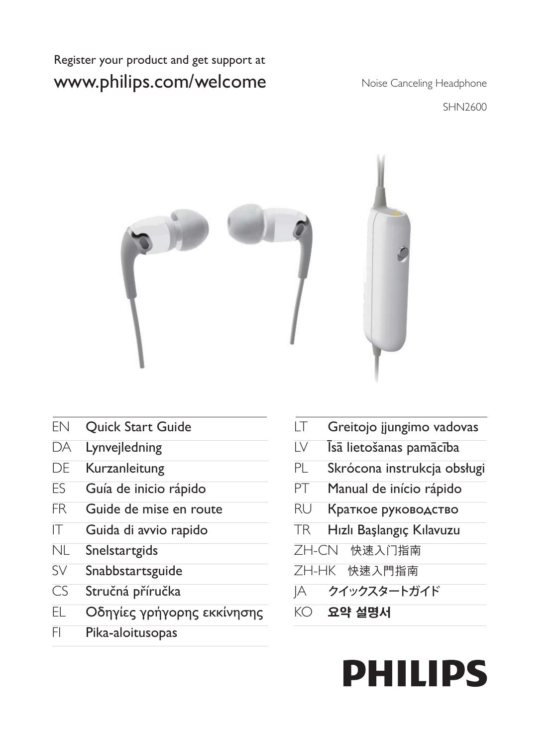Register your product and get support at

www.philips.com/welcome

Noise Canceling Headphone

SHN2600

| | |
|---|---|
| EN | Quick Start Guide |
| DA | Lynvejledning |
| DE | Kurzanleitung |
| ES | Guía de inicio rápido |
| FR | Guide de mise en route |
| IT | Guida di avvio rapido |
| NL | Snelstartgids |
| SV | Snabbstartsguide |
| CS | Stručná příručka |
| EL | Οδηγίες γρήγορης εκκίνησης |
| FI | Pika-aloitusopas |
| LT | Greitojo įjungimo vadovas |
| LV | Īsā lietošanas pamācība |
| PL | Skrócona instrukcja obsługi |
| PT | Manual de início rápido |
| RU | Краткое руководство |
| TR | Hızlı Başlangıç Kılavuzu |
| ZH-CN | 快速入门指南 |
| ZH-HK | 快速入門指南 |
| JA | クイックスタートガイド |
| KO | 요약 설명서 |

PHILIPS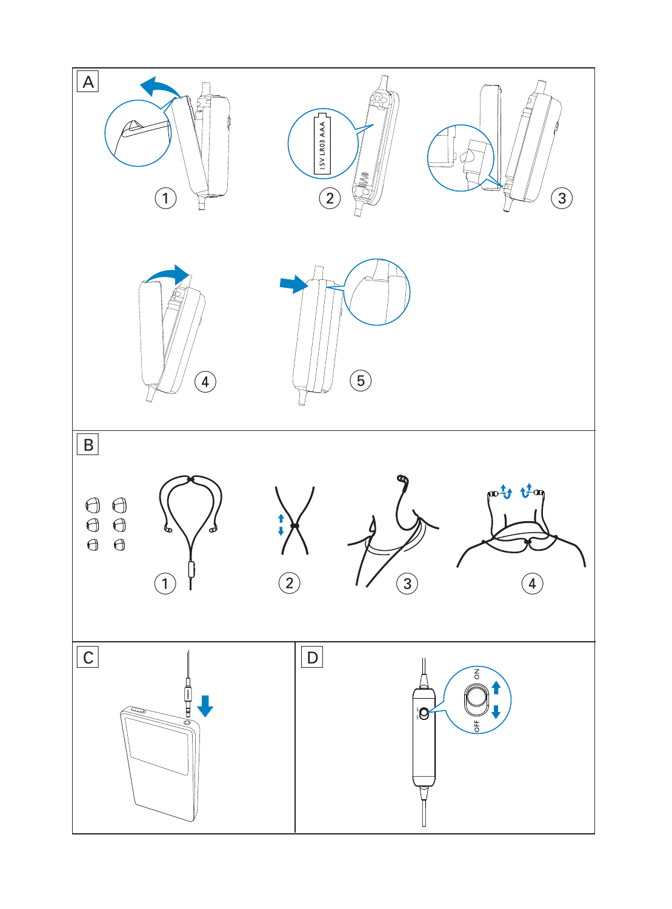A

1.5V LR03 AAA

1 2 3

4 5

B

1 2 3 4

C

D

ON

OFF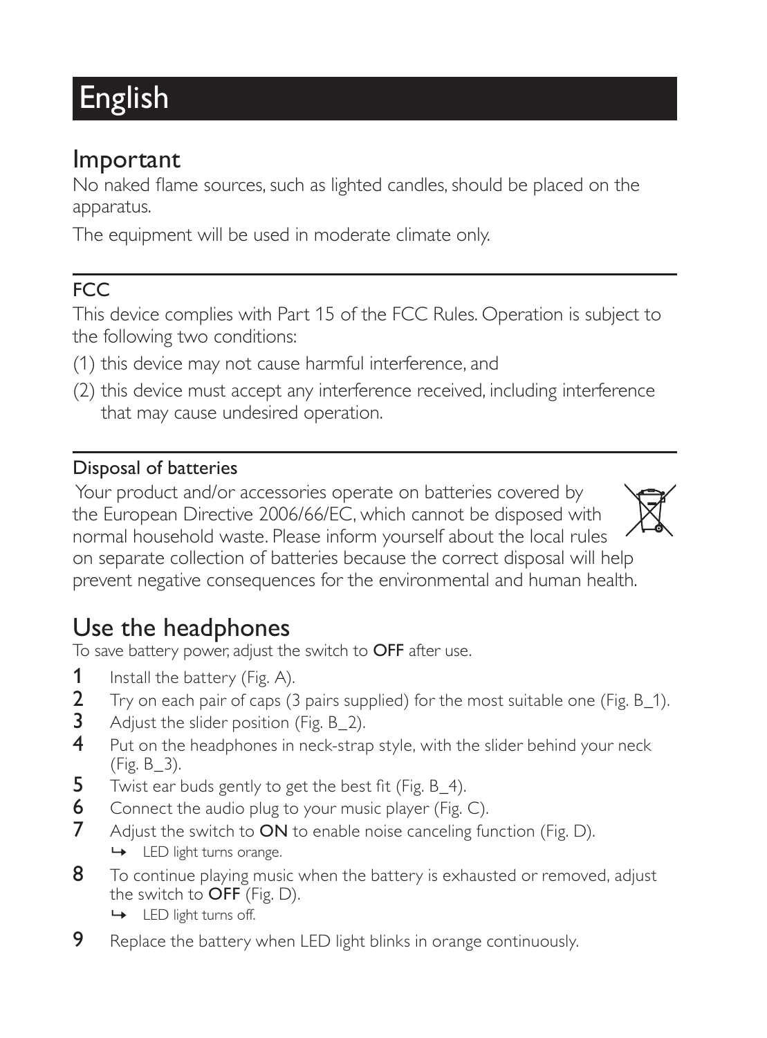# English

## Important

No naked flame sources, such as lighted candles, should be placed on the apparatus.

The equipment will be used in moderate climate only.

### FCC

This device complies with Part 15 of the FCC Rules. Operation is subject to the following two conditions:

(1) this device may not cause harmful interference, and

(2) this device must accept any interference received, including interference that may cause undesired operation.

### Disposal of batteries

Your product and/or accessories operate on batteries covered by the European Directive 2006/66/EC, which cannot be disposed with normal household waste. Please inform yourself about the local rules on separate collection of batteries because the correct disposal will help prevent negative consequences for the environmental and human health.

## Use the headphones

To save battery power, adjust the switch to **OFF** after use.

1. Install the battery (Fig. A).
2. Try on each pair of caps (3 pairs supplied) for the most suitable one (Fig. B_1).
3. Adjust the slider position (Fig. B_2).
4. Put on the headphones in neck-strap style, with the slider behind your neck (Fig. B_3).
5. Twist ear buds gently to get the best fit (Fig. B_4).
6. Connect the audio plug to your music player (Fig. C).
7. Adjust the switch to **ON** to enable noise canceling function (Fig. D).
   - ↳ LED light turns orange.
8. To continue playing music when the battery is exhausted or removed, adjust the switch to **OFF** (Fig. D).
   - ↳ LED light turns off.
9. Replace the battery when LED light blinks in orange continuously.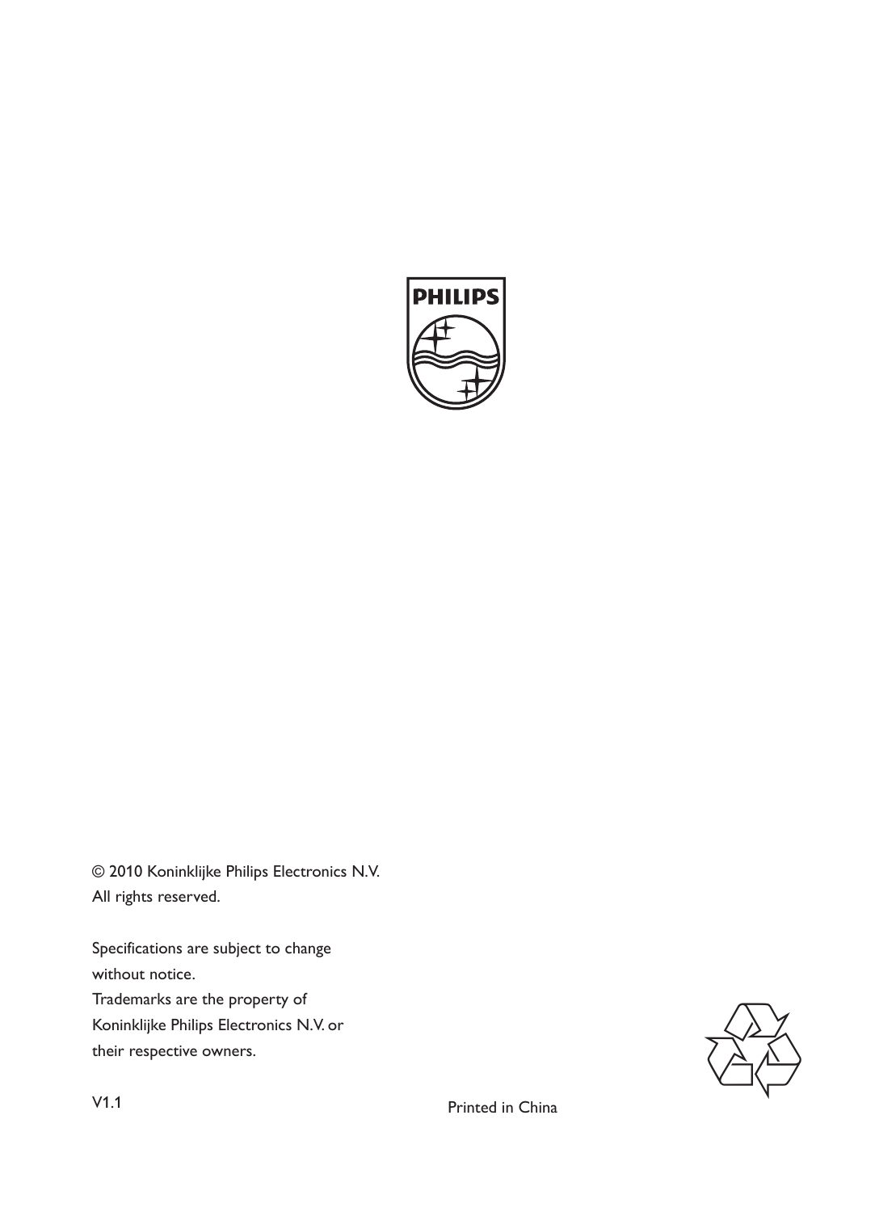PHILIPS

© 2010 Koninklijke Philips Electronics N.V.
All rights reserved.

Specifications are subject to change without notice.
Trademarks are the property of Koninklijke Philips Electronics N.V. or their respective owners.

V1.1

Printed in China